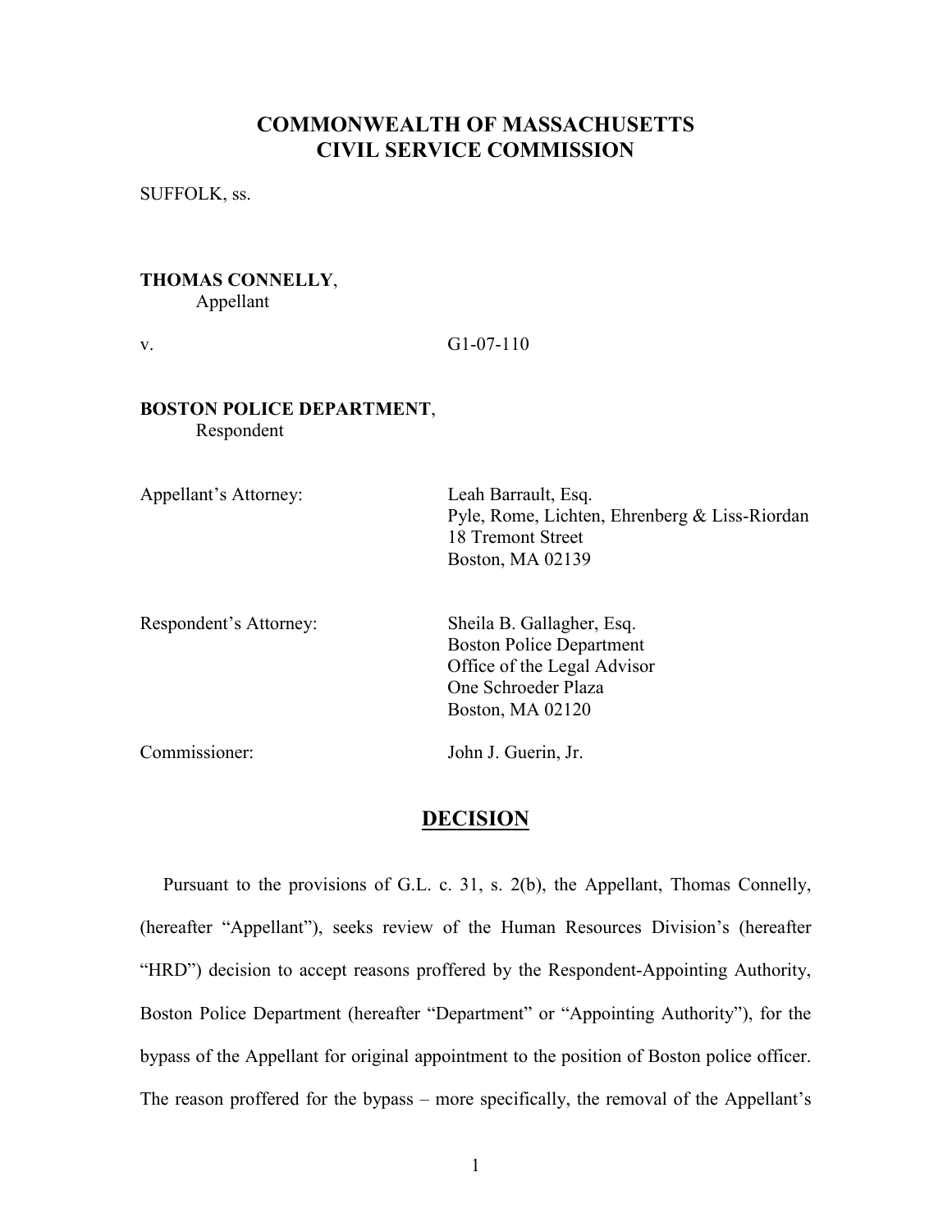# COMMONWEALTH OF MASSACHUSETTS
# CIVIL SERVICE COMMISSION

SUFFOLK, ss.

**THOMAS CONNELLY**,
Appellant

v. G1-07-110

**BOSTON POLICE DEPARTMENT**,
Respondent

Appellant's Attorney: Leah Barrault, Esq.
Pyle, Rome, Lichten, Ehrenberg & Liss-Riordan
18 Tremont Street
Boston, MA 02139

Respondent's Attorney: Sheila B. Gallagher, Esq.
Boston Police Department
Office of the Legal Advisor
One Schroeder Plaza
Boston, MA 02120

Commissioner: John J. Guerin, Jr.

## DECISION

Pursuant to the provisions of G.L. c. 31, s. 2(b), the Appellant, Thomas Connelly, (hereafter "Appellant"), seeks review of the Human Resources Division's (hereafter "HRD") decision to accept reasons proffered by the Respondent-Appointing Authority, Boston Police Department (hereafter "Department" or "Appointing Authority"), for the bypass of the Appellant for original appointment to the position of Boston police officer. The reason proffered for the bypass – more specifically, the removal of the Appellant's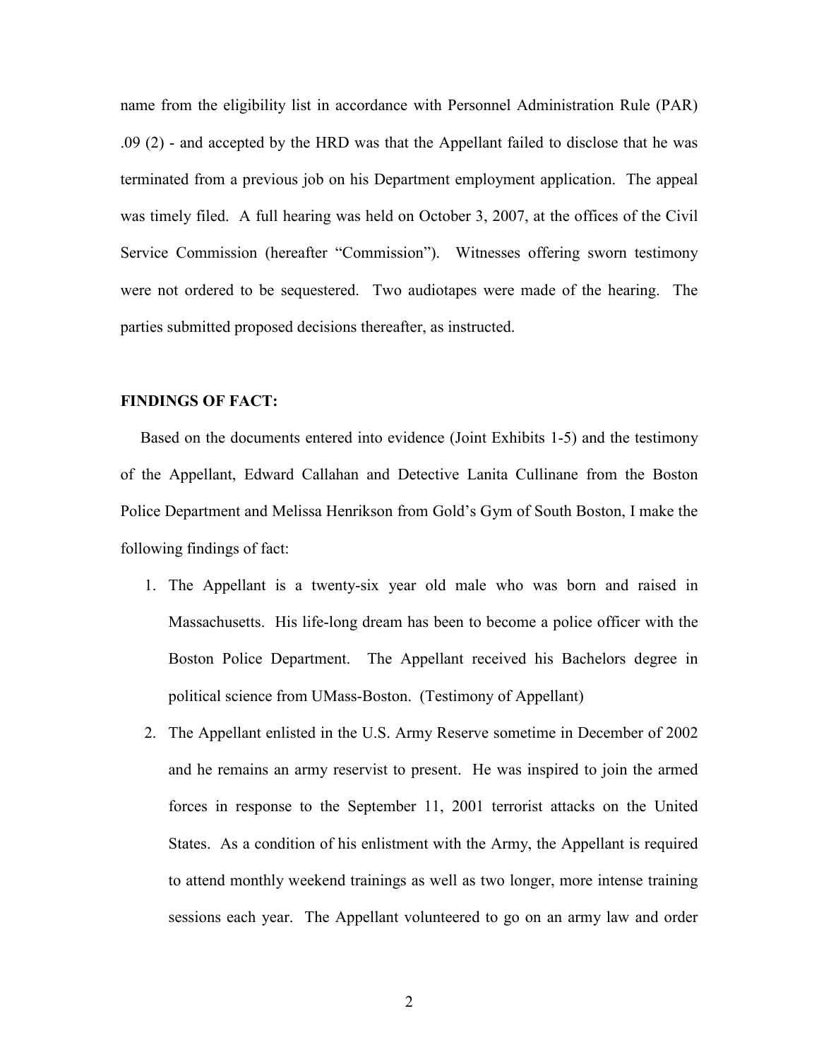name from the eligibility list in accordance with Personnel Administration Rule (PAR) .09 (2) - and accepted by the HRD was that the Appellant failed to disclose that he was terminated from a previous job on his Department employment application. The appeal was timely filed. A full hearing was held on October 3, 2007, at the offices of the Civil Service Commission (hereafter "Commission"). Witnesses offering sworn testimony were not ordered to be sequestered. Two audiotapes were made of the hearing. The parties submitted proposed decisions thereafter, as instructed.

**FINDINGS OF FACT:**

Based on the documents entered into evidence (Joint Exhibits 1-5) and the testimony of the Appellant, Edward Callahan and Detective Lanita Cullinane from the Boston Police Department and Melissa Henrikson from Gold's Gym of South Boston, I make the following findings of fact:

1. The Appellant is a twenty-six year old male who was born and raised in Massachusetts. His life-long dream has been to become a police officer with the Boston Police Department. The Appellant received his Bachelors degree in political science from UMass-Boston. (Testimony of Appellant)
2. The Appellant enlisted in the U.S. Army Reserve sometime in December of 2002 and he remains an army reservist to present. He was inspired to join the armed forces in response to the September 11, 2001 terrorist attacks on the United States. As a condition of his enlistment with the Army, the Appellant is required to attend monthly weekend trainings as well as two longer, more intense training sessions each year. The Appellant volunteered to go on an army law and order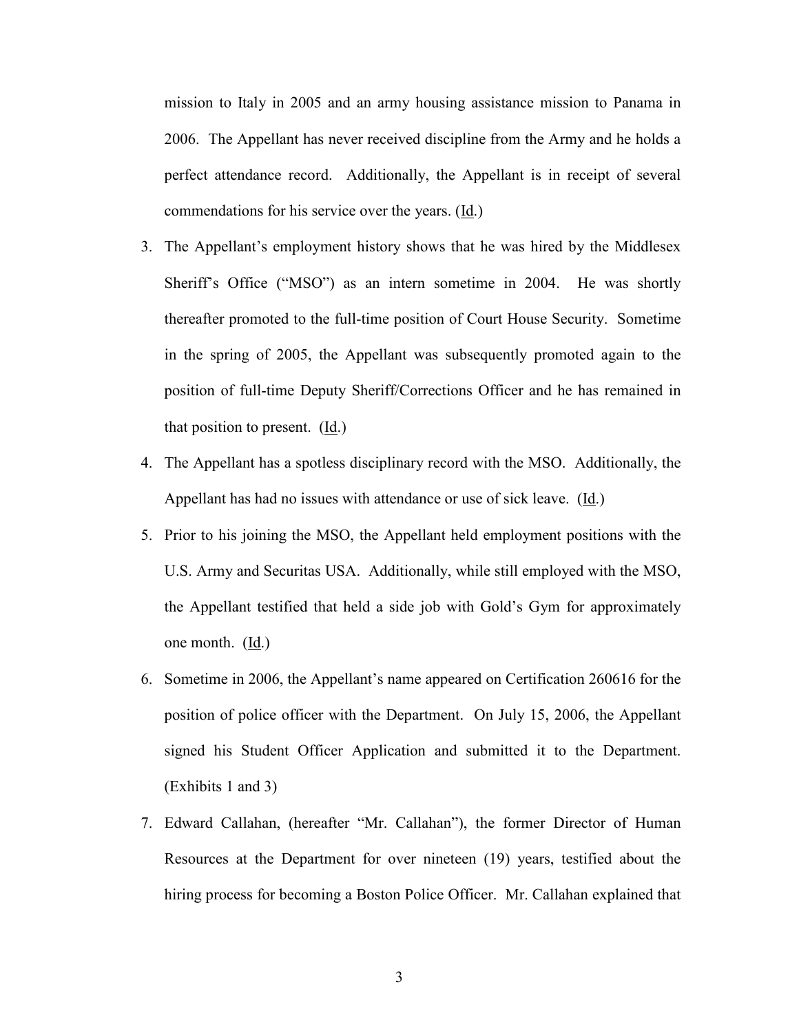mission to Italy in 2005 and an army housing assistance mission to Panama in 2006. The Appellant has never received discipline from the Army and he holds a perfect attendance record. Additionally, the Appellant is in receipt of several commendations for his service over the years. (Id.)

3. The Appellant's employment history shows that he was hired by the Middlesex Sheriff's Office ("MSO") as an intern sometime in 2004. He was shortly thereafter promoted to the full-time position of Court House Security. Sometime in the spring of 2005, the Appellant was subsequently promoted again to the position of full-time Deputy Sheriff/Corrections Officer and he has remained in that position to present. (Id.)
4. The Appellant has a spotless disciplinary record with the MSO. Additionally, the Appellant has had no issues with attendance or use of sick leave. (Id.)
5. Prior to his joining the MSO, the Appellant held employment positions with the U.S. Army and Securitas USA. Additionally, while still employed with the MSO, the Appellant testified that held a side job with Gold's Gym for approximately one month. (Id.)
6. Sometime in 2006, the Appellant's name appeared on Certification 260616 for the position of police officer with the Department. On July 15, 2006, the Appellant signed his Student Officer Application and submitted it to the Department. (Exhibits 1 and 3)
7. Edward Callahan, (hereafter "Mr. Callahan"), the former Director of Human Resources at the Department for over nineteen (19) years, testified about the hiring process for becoming a Boston Police Officer. Mr. Callahan explained that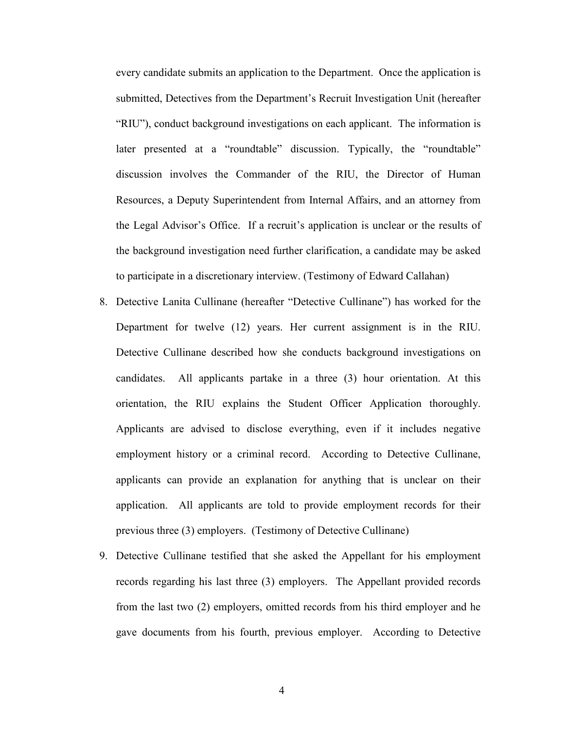every candidate submits an application to the Department. Once the application is submitted, Detectives from the Department's Recruit Investigation Unit (hereafter "RIU"), conduct background investigations on each applicant. The information is later presented at a "roundtable" discussion. Typically, the "roundtable" discussion involves the Commander of the RIU, the Director of Human Resources, a Deputy Superintendent from Internal Affairs, and an attorney from the Legal Advisor's Office. If a recruit's application is unclear or the results of the background investigation need further clarification, a candidate may be asked to participate in a discretionary interview. (Testimony of Edward Callahan)

8. Detective Lanita Cullinane (hereafter "Detective Cullinane") has worked for the Department for twelve (12) years. Her current assignment is in the RIU. Detective Cullinane described how she conducts background investigations on candidates. All applicants partake in a three (3) hour orientation. At this orientation, the RIU explains the Student Officer Application thoroughly. Applicants are advised to disclose everything, even if it includes negative employment history or a criminal record. According to Detective Cullinane, applicants can provide an explanation for anything that is unclear on their application. All applicants are told to provide employment records for their previous three (3) employers. (Testimony of Detective Cullinane)

9. Detective Cullinane testified that she asked the Appellant for his employment records regarding his last three (3) employers. The Appellant provided records from the last two (2) employers, omitted records from his third employer and he gave documents from his fourth, previous employer. According to Detective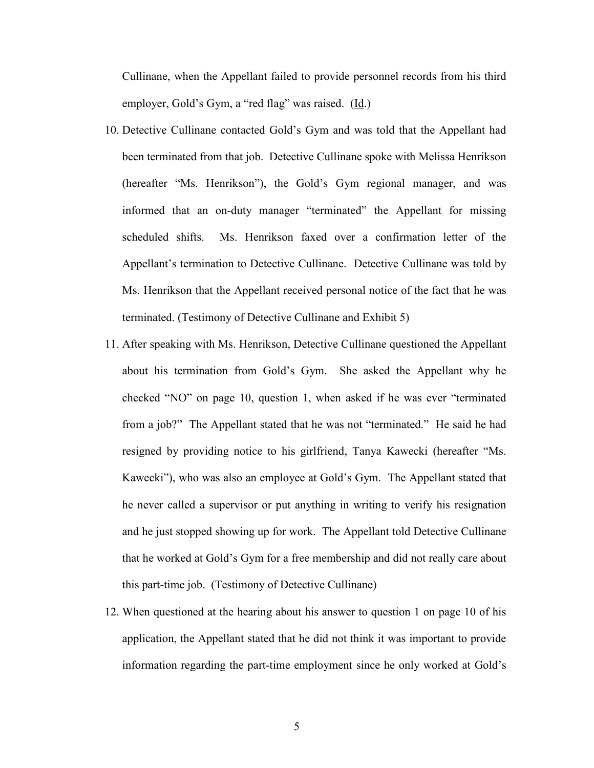Cullinane, when the Appellant failed to provide personnel records from his third employer, Gold's Gym, a "red flag" was raised. (Id.)

10. Detective Cullinane contacted Gold's Gym and was told that the Appellant had been terminated from that job. Detective Cullinane spoke with Melissa Henrikson (hereafter "Ms. Henrikson"), the Gold's Gym regional manager, and was informed that an on-duty manager "terminated" the Appellant for missing scheduled shifts. Ms. Henrikson faxed over a confirmation letter of the Appellant's termination to Detective Cullinane. Detective Cullinane was told by Ms. Henrikson that the Appellant received personal notice of the fact that he was terminated. (Testimony of Detective Cullinane and Exhibit 5)

11. After speaking with Ms. Henrikson, Detective Cullinane questioned the Appellant about his termination from Gold's Gym. She asked the Appellant why he checked "NO" on page 10, question 1, when asked if he was ever "terminated from a job?" The Appellant stated that he was not "terminated." He said he had resigned by providing notice to his girlfriend, Tanya Kawecki (hereafter "Ms. Kawecki"), who was also an employee at Gold's Gym. The Appellant stated that he never called a supervisor or put anything in writing to verify his resignation and he just stopped showing up for work. The Appellant told Detective Cullinane that he worked at Gold's Gym for a free membership and did not really care about this part-time job. (Testimony of Detective Cullinane)

12. When questioned at the hearing about his answer to question 1 on page 10 of his application, the Appellant stated that he did not think it was important to provide information regarding the part-time employment since he only worked at Gold's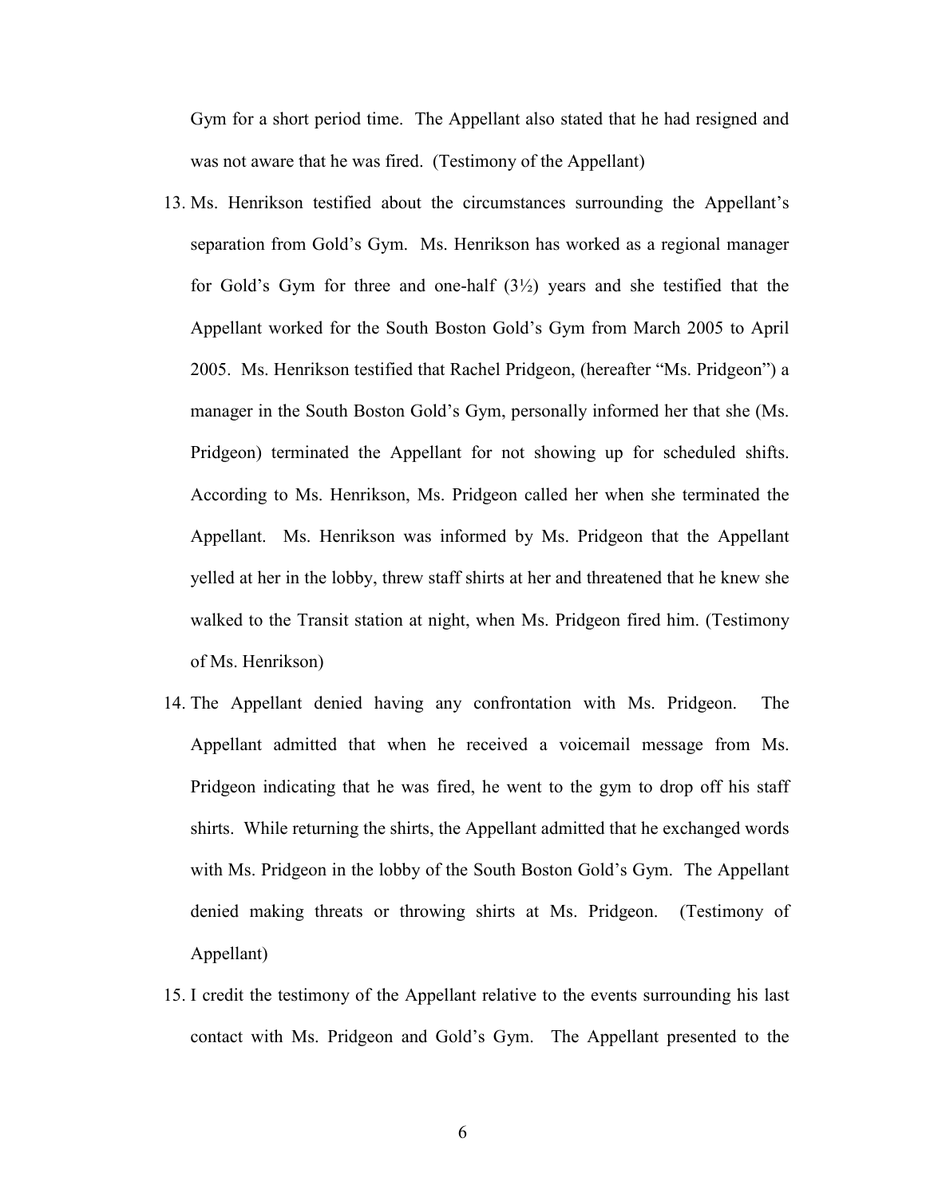Gym for a short period time. The Appellant also stated that he had resigned and was not aware that he was fired. (Testimony of the Appellant)

13. Ms. Henrikson testified about the circumstances surrounding the Appellant's separation from Gold's Gym. Ms. Henrikson has worked as a regional manager for Gold's Gym for three and one-half (3½) years and she testified that the Appellant worked for the South Boston Gold's Gym from March 2005 to April 2005. Ms. Henrikson testified that Rachel Pridgeon, (hereafter "Ms. Pridgeon") a manager in the South Boston Gold's Gym, personally informed her that she (Ms. Pridgeon) terminated the Appellant for not showing up for scheduled shifts. According to Ms. Henrikson, Ms. Pridgeon called her when she terminated the Appellant. Ms. Henrikson was informed by Ms. Pridgeon that the Appellant yelled at her in the lobby, threw staff shirts at her and threatened that he knew she walked to the Transit station at night, when Ms. Pridgeon fired him. (Testimony of Ms. Henrikson)

14. The Appellant denied having any confrontation with Ms. Pridgeon. The Appellant admitted that when he received a voicemail message from Ms. Pridgeon indicating that he was fired, he went to the gym to drop off his staff shirts. While returning the shirts, the Appellant admitted that he exchanged words with Ms. Pridgeon in the lobby of the South Boston Gold's Gym. The Appellant denied making threats or throwing shirts at Ms. Pridgeon. (Testimony of Appellant)

15. I credit the testimony of the Appellant relative to the events surrounding his last contact with Ms. Pridgeon and Gold's Gym. The Appellant presented to the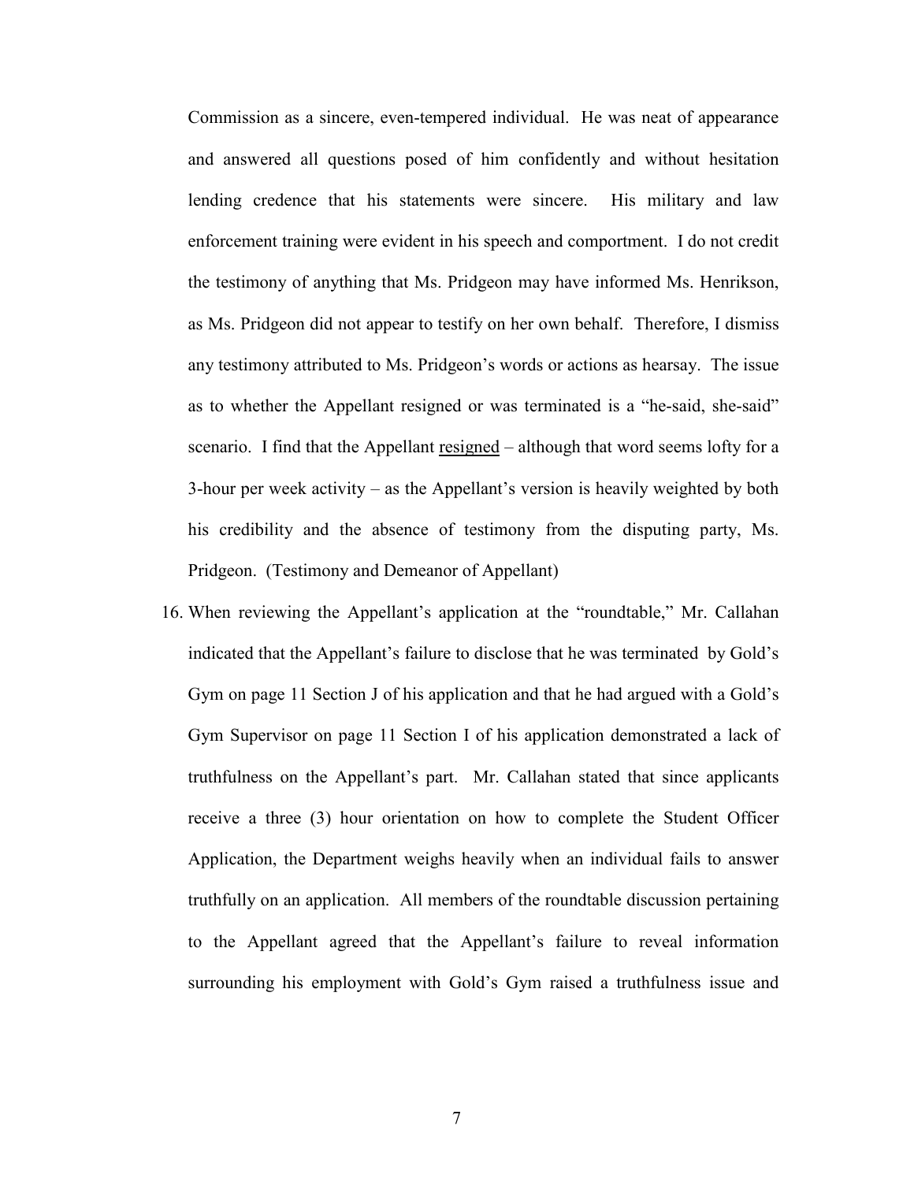Commission as a sincere, even-tempered individual. He was neat of appearance and answered all questions posed of him confidently and without hesitation lending credence that his statements were sincere. His military and law enforcement training were evident in his speech and comportment. I do not credit the testimony of anything that Ms. Pridgeon may have informed Ms. Henrikson, as Ms. Pridgeon did not appear to testify on her own behalf. Therefore, I dismiss any testimony attributed to Ms. Pridgeon's words or actions as hearsay. The issue as to whether the Appellant resigned or was terminated is a "he-said, she-said" scenario. I find that the Appellant <u>resigned</u> – although that word seems lofty for a 3-hour per week activity – as the Appellant's version is heavily weighted by both his credibility and the absence of testimony from the disputing party, Ms. Pridgeon. (Testimony and Demeanor of Appellant)

16. When reviewing the Appellant's application at the "roundtable," Mr. Callahan indicated that the Appellant's failure to disclose that he was terminated by Gold's Gym on page 11 Section J of his application and that he had argued with a Gold's Gym Supervisor on page 11 Section I of his application demonstrated a lack of truthfulness on the Appellant's part. Mr. Callahan stated that since applicants receive a three (3) hour orientation on how to complete the Student Officer Application, the Department weighs heavily when an individual fails to answer truthfully on an application. All members of the roundtable discussion pertaining to the Appellant agreed that the Appellant's failure to reveal information surrounding his employment with Gold's Gym raised a truthfulness issue and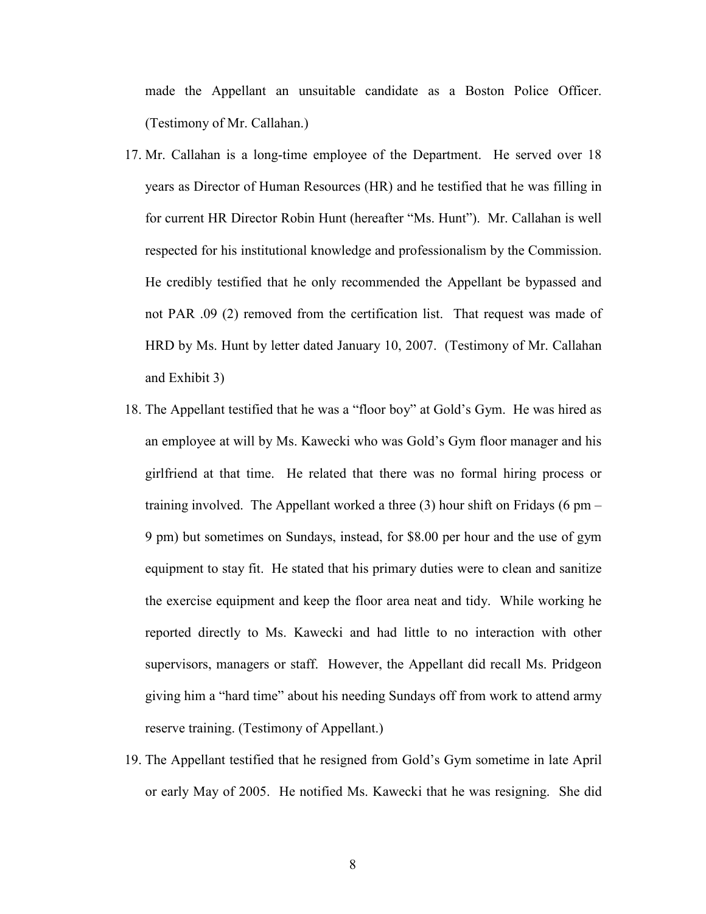made the Appellant an unsuitable candidate as a Boston Police Officer. (Testimony of Mr. Callahan.)

17. Mr. Callahan is a long-time employee of the Department. He served over 18 years as Director of Human Resources (HR) and he testified that he was filling in for current HR Director Robin Hunt (hereafter "Ms. Hunt"). Mr. Callahan is well respected for his institutional knowledge and professionalism by the Commission. He credibly testified that he only recommended the Appellant be bypassed and not PAR .09 (2) removed from the certification list. That request was made of HRD by Ms. Hunt by letter dated January 10, 2007. (Testimony of Mr. Callahan and Exhibit 3)

18. The Appellant testified that he was a "floor boy" at Gold's Gym. He was hired as an employee at will by Ms. Kawecki who was Gold's Gym floor manager and his girlfriend at that time. He related that there was no formal hiring process or training involved. The Appellant worked a three (3) hour shift on Fridays (6 pm – 9 pm) but sometimes on Sundays, instead, for $8.00 per hour and the use of gym equipment to stay fit. He stated that his primary duties were to clean and sanitize the exercise equipment and keep the floor area neat and tidy. While working he reported directly to Ms. Kawecki and had little to no interaction with other supervisors, managers or staff. However, the Appellant did recall Ms. Pridgeon giving him a "hard time" about his needing Sundays off from work to attend army reserve training. (Testimony of Appellant.)

19. The Appellant testified that he resigned from Gold's Gym sometime in late April or early May of 2005. He notified Ms. Kawecki that he was resigning. She did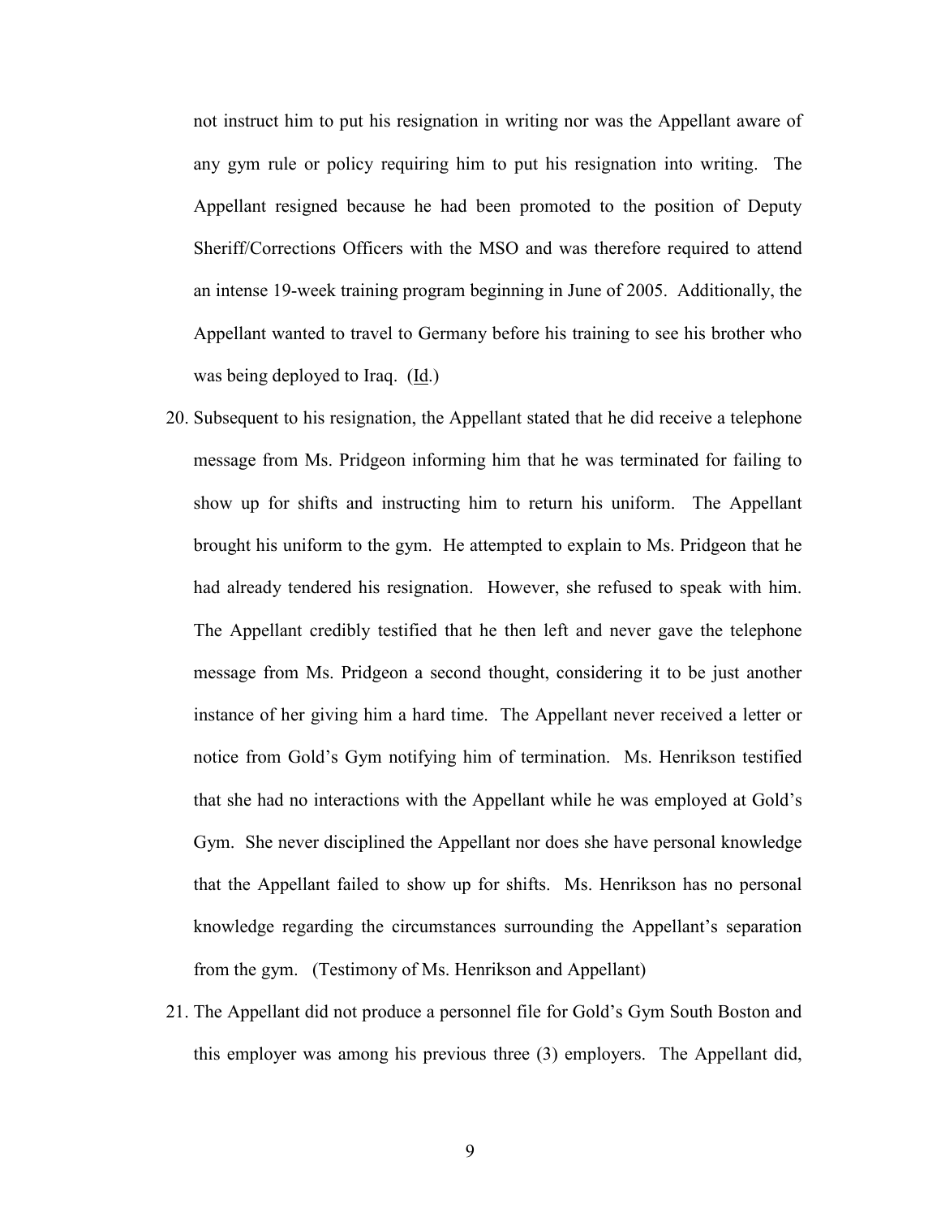not instruct him to put his resignation in writing nor was the Appellant aware of any gym rule or policy requiring him to put his resignation into writing. The Appellant resigned because he had been promoted to the position of Deputy Sheriff/Corrections Officers with the MSO and was therefore required to attend an intense 19-week training program beginning in June of 2005. Additionally, the Appellant wanted to travel to Germany before his training to see his brother who was being deployed to Iraq. (Id.)

20. Subsequent to his resignation, the Appellant stated that he did receive a telephone message from Ms. Pridgeon informing him that he was terminated for failing to show up for shifts and instructing him to return his uniform. The Appellant brought his uniform to the gym. He attempted to explain to Ms. Pridgeon that he had already tendered his resignation. However, she refused to speak with him. The Appellant credibly testified that he then left and never gave the telephone message from Ms. Pridgeon a second thought, considering it to be just another instance of her giving him a hard time. The Appellant never received a letter or notice from Gold's Gym notifying him of termination. Ms. Henrikson testified that she had no interactions with the Appellant while he was employed at Gold's Gym. She never disciplined the Appellant nor does she have personal knowledge that the Appellant failed to show up for shifts. Ms. Henrikson has no personal knowledge regarding the circumstances surrounding the Appellant's separation from the gym. (Testimony of Ms. Henrikson and Appellant)

21. The Appellant did not produce a personnel file for Gold's Gym South Boston and this employer was among his previous three (3) employers. The Appellant did,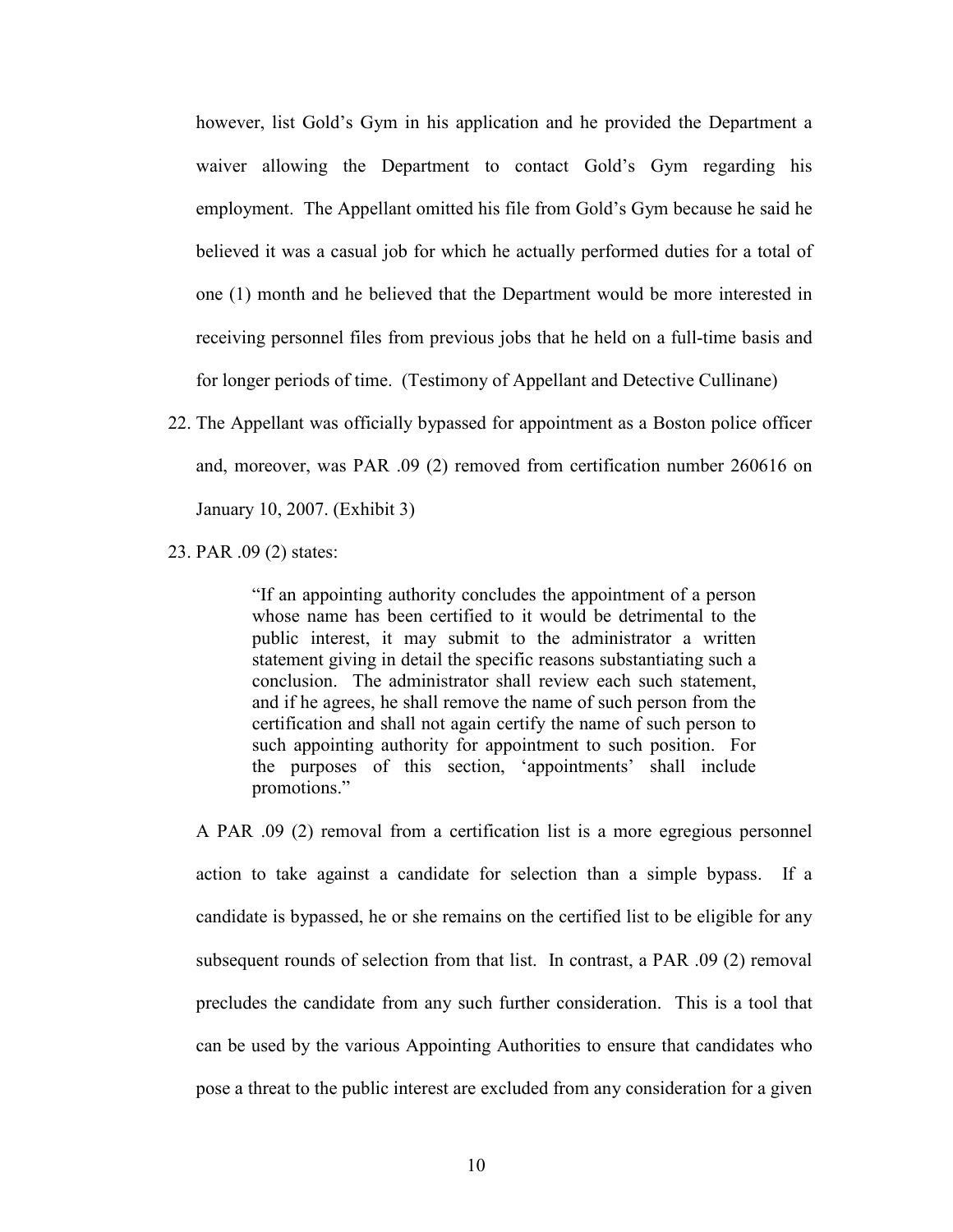however, list Gold's Gym in his application and he provided the Department a waiver allowing the Department to contact Gold's Gym regarding his employment. The Appellant omitted his file from Gold's Gym because he said he believed it was a casual job for which he actually performed duties for a total of one (1) month and he believed that the Department would be more interested in receiving personnel files from previous jobs that he held on a full-time basis and for longer periods of time. (Testimony of Appellant and Detective Cullinane)

22. The Appellant was officially bypassed for appointment as a Boston police officer and, moreover, was PAR .09 (2) removed from certification number 260616 on January 10, 2007. (Exhibit 3)

23. PAR .09 (2) states:

> "If an appointing authority concludes the appointment of a person whose name has been certified to it would be detrimental to the public interest, it may submit to the administrator a written statement giving in detail the specific reasons substantiating such a conclusion. The administrator shall review each such statement, and if he agrees, he shall remove the name of such person from the certification and shall not again certify the name of such person to such appointing authority for appointment to such position. For the purposes of this section, 'appointments' shall include promotions."

A PAR .09 (2) removal from a certification list is a more egregious personnel action to take against a candidate for selection than a simple bypass. If a candidate is bypassed, he or she remains on the certified list to be eligible for any subsequent rounds of selection from that list. In contrast, a PAR .09 (2) removal precludes the candidate from any such further consideration. This is a tool that can be used by the various Appointing Authorities to ensure that candidates who pose a threat to the public interest are excluded from any consideration for a given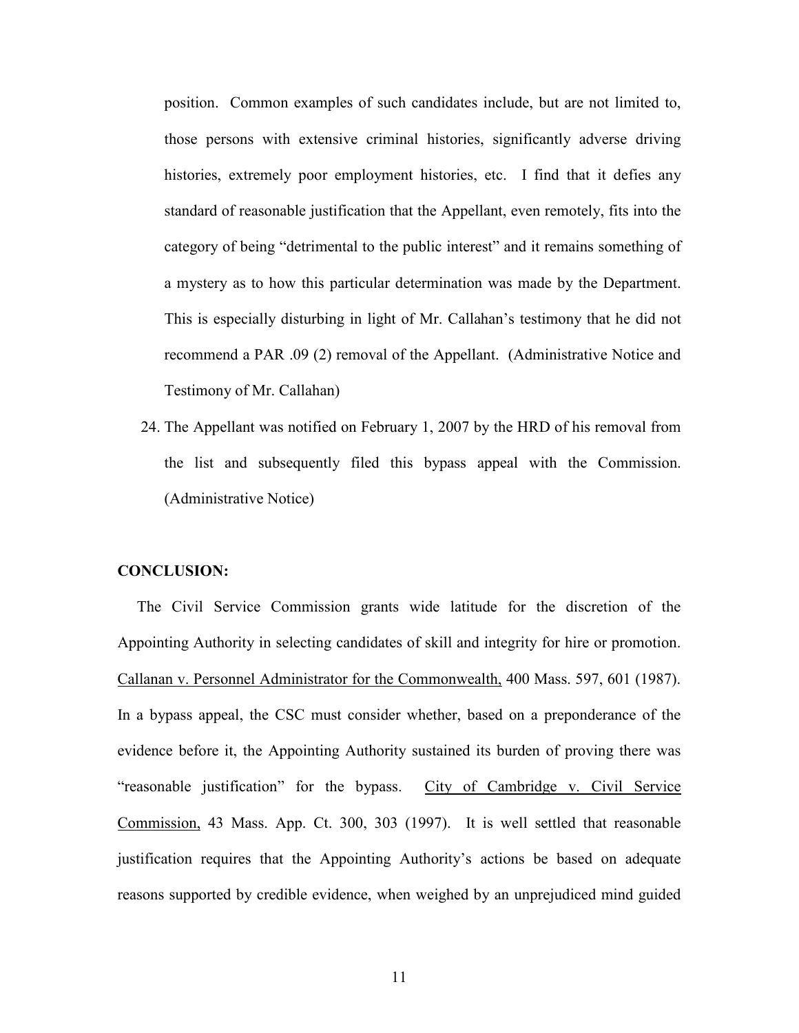position. Common examples of such candidates include, but are not limited to, those persons with extensive criminal histories, significantly adverse driving histories, extremely poor employment histories, etc. I find that it defies any standard of reasonable justification that the Appellant, even remotely, fits into the category of being "detrimental to the public interest" and it remains something of a mystery as to how this particular determination was made by the Department. This is especially disturbing in light of Mr. Callahan's testimony that he did not recommend a PAR .09 (2) removal of the Appellant. (Administrative Notice and Testimony of Mr. Callahan)

24. The Appellant was notified on February 1, 2007 by the HRD of his removal from the list and subsequently filed this bypass appeal with the Commission. (Administrative Notice)

**CONCLUSION:**

The Civil Service Commission grants wide latitude for the discretion of the Appointing Authority in selecting candidates of skill and integrity for hire or promotion. Callanan v. Personnel Administrator for the Commonwealth, 400 Mass. 597, 601 (1987). In a bypass appeal, the CSC must consider whether, based on a preponderance of the evidence before it, the Appointing Authority sustained its burden of proving there was "reasonable justification" for the bypass. City of Cambridge v. Civil Service Commission, 43 Mass. App. Ct. 300, 303 (1997). It is well settled that reasonable justification requires that the Appointing Authority's actions be based on adequate reasons supported by credible evidence, when weighed by an unprejudiced mind guided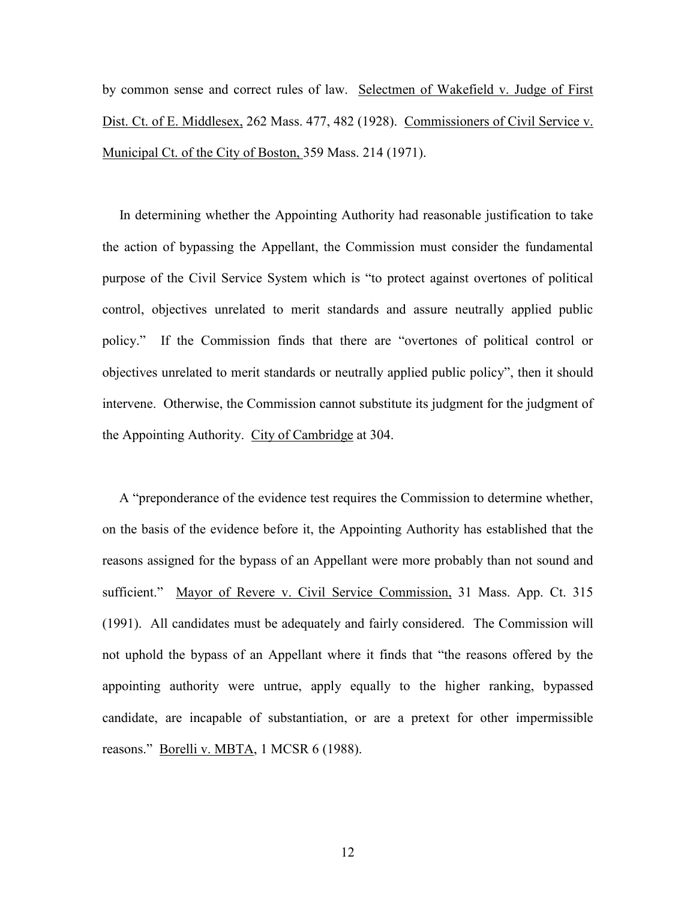by common sense and correct rules of law. Selectmen of Wakefield v. Judge of First Dist. Ct. of E. Middlesex, 262 Mass. 477, 482 (1928). Commissioners of Civil Service v. Municipal Ct. of the City of Boston, 359 Mass. 214 (1971).

In determining whether the Appointing Authority had reasonable justification to take the action of bypassing the Appellant, the Commission must consider the fundamental purpose of the Civil Service System which is "to protect against overtones of political control, objectives unrelated to merit standards and assure neutrally applied public policy." If the Commission finds that there are "overtones of political control or objectives unrelated to merit standards or neutrally applied public policy", then it should intervene. Otherwise, the Commission cannot substitute its judgment for the judgment of the Appointing Authority. City of Cambridge at 304.

A "preponderance of the evidence test requires the Commission to determine whether, on the basis of the evidence before it, the Appointing Authority has established that the reasons assigned for the bypass of an Appellant were more probably than not sound and sufficient." Mayor of Revere v. Civil Service Commission, 31 Mass. App. Ct. 315 (1991). All candidates must be adequately and fairly considered. The Commission will not uphold the bypass of an Appellant where it finds that "the reasons offered by the appointing authority were untrue, apply equally to the higher ranking, bypassed candidate, are incapable of substantiation, or are a pretext for other impermissible reasons." Borelli v. MBTA, 1 MCSR 6 (1988).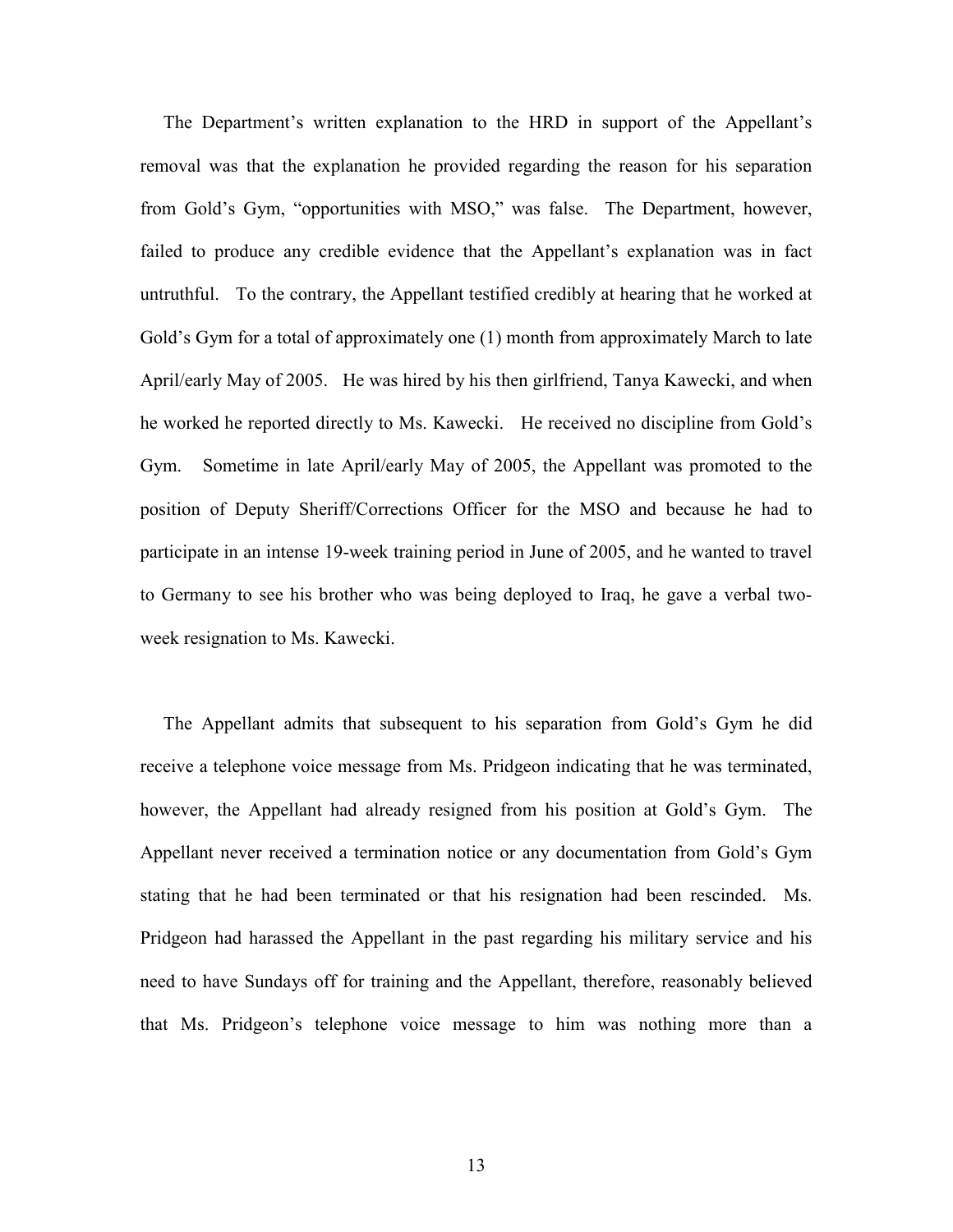The Department's written explanation to the HRD in support of the Appellant's removal was that the explanation he provided regarding the reason for his separation from Gold's Gym, "opportunities with MSO," was false. The Department, however, failed to produce any credible evidence that the Appellant's explanation was in fact untruthful. To the contrary, the Appellant testified credibly at hearing that he worked at Gold's Gym for a total of approximately one (1) month from approximately March to late April/early May of 2005. He was hired by his then girlfriend, Tanya Kawecki, and when he worked he reported directly to Ms. Kawecki. He received no discipline from Gold's Gym. Sometime in late April/early May of 2005, the Appellant was promoted to the position of Deputy Sheriff/Corrections Officer for the MSO and because he had to participate in an intense 19-week training period in June of 2005, and he wanted to travel to Germany to see his brother who was being deployed to Iraq, he gave a verbal two-week resignation to Ms. Kawecki.

The Appellant admits that subsequent to his separation from Gold's Gym he did receive a telephone voice message from Ms. Pridgeon indicating that he was terminated, however, the Appellant had already resigned from his position at Gold's Gym. The Appellant never received a termination notice or any documentation from Gold's Gym stating that he had been terminated or that his resignation had been rescinded. Ms. Pridgeon had harassed the Appellant in the past regarding his military service and his need to have Sundays off for training and the Appellant, therefore, reasonably believed that Ms. Pridgeon's telephone voice message to him was nothing more than a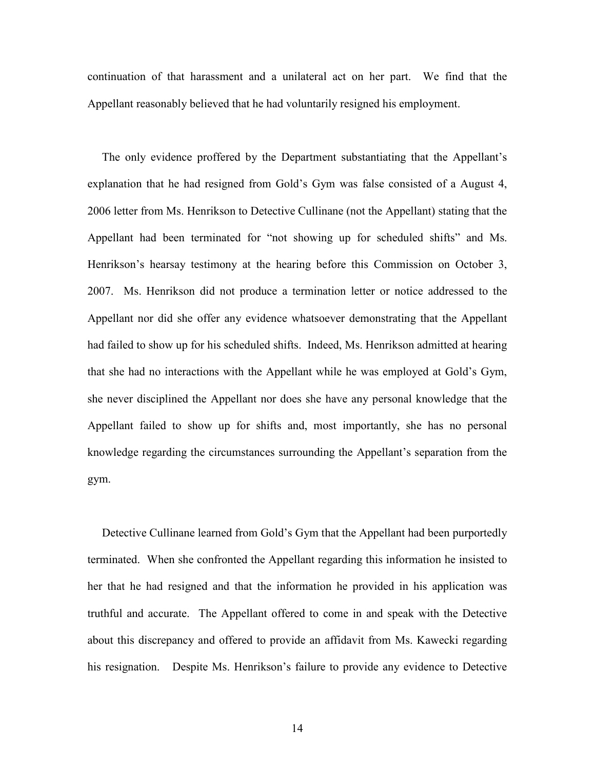continuation of that harassment and a unilateral act on her part. We find that the Appellant reasonably believed that he had voluntarily resigned his employment.

The only evidence proffered by the Department substantiating that the Appellant's explanation that he had resigned from Gold's Gym was false consisted of a August 4, 2006 letter from Ms. Henrikson to Detective Cullinane (not the Appellant) stating that the Appellant had been terminated for "not showing up for scheduled shifts" and Ms. Henrikson's hearsay testimony at the hearing before this Commission on October 3, 2007. Ms. Henrikson did not produce a termination letter or notice addressed to the Appellant nor did she offer any evidence whatsoever demonstrating that the Appellant had failed to show up for his scheduled shifts. Indeed, Ms. Henrikson admitted at hearing that she had no interactions with the Appellant while he was employed at Gold's Gym, she never disciplined the Appellant nor does she have any personal knowledge that the Appellant failed to show up for shifts and, most importantly, she has no personal knowledge regarding the circumstances surrounding the Appellant's separation from the gym.

Detective Cullinane learned from Gold's Gym that the Appellant had been purportedly terminated. When she confronted the Appellant regarding this information he insisted to her that he had resigned and that the information he provided in his application was truthful and accurate. The Appellant offered to come in and speak with the Detective about this discrepancy and offered to provide an affidavit from Ms. Kawecki regarding his resignation. Despite Ms. Henrikson's failure to provide any evidence to Detective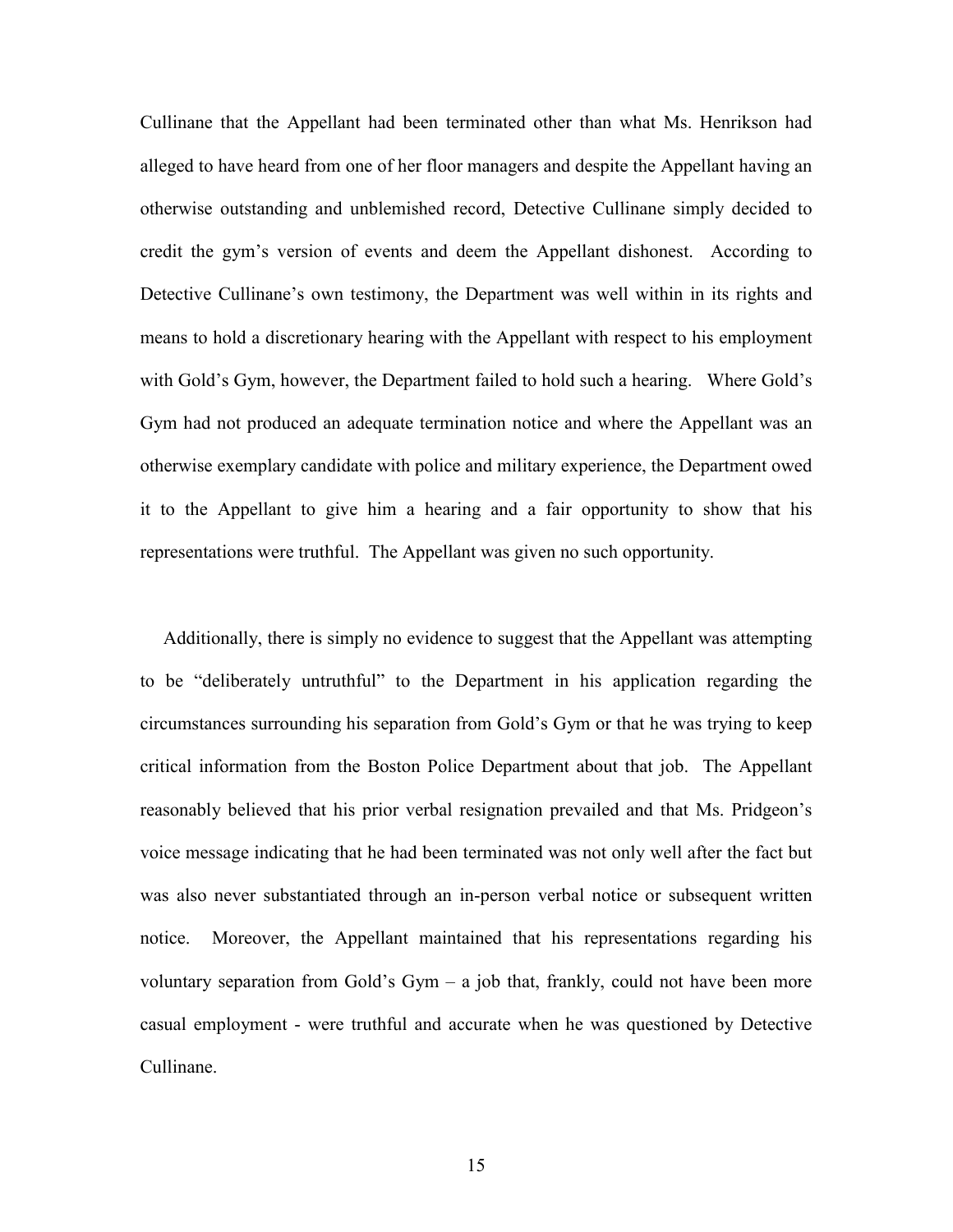Cullinane that the Appellant had been terminated other than what Ms. Henrikson had alleged to have heard from one of her floor managers and despite the Appellant having an otherwise outstanding and unblemished record, Detective Cullinane simply decided to credit the gym's version of events and deem the Appellant dishonest. According to Detective Cullinane's own testimony, the Department was well within in its rights and means to hold a discretionary hearing with the Appellant with respect to his employment with Gold's Gym, however, the Department failed to hold such a hearing. Where Gold's Gym had not produced an adequate termination notice and where the Appellant was an otherwise exemplary candidate with police and military experience, the Department owed it to the Appellant to give him a hearing and a fair opportunity to show that his representations were truthful. The Appellant was given no such opportunity.

Additionally, there is simply no evidence to suggest that the Appellant was attempting to be "deliberately untruthful" to the Department in his application regarding the circumstances surrounding his separation from Gold's Gym or that he was trying to keep critical information from the Boston Police Department about that job. The Appellant reasonably believed that his prior verbal resignation prevailed and that Ms. Pridgeon's voice message indicating that he had been terminated was not only well after the fact but was also never substantiated through an in-person verbal notice or subsequent written notice. Moreover, the Appellant maintained that his representations regarding his voluntary separation from Gold's Gym – a job that, frankly, could not have been more casual employment - were truthful and accurate when he was questioned by Detective Cullinane.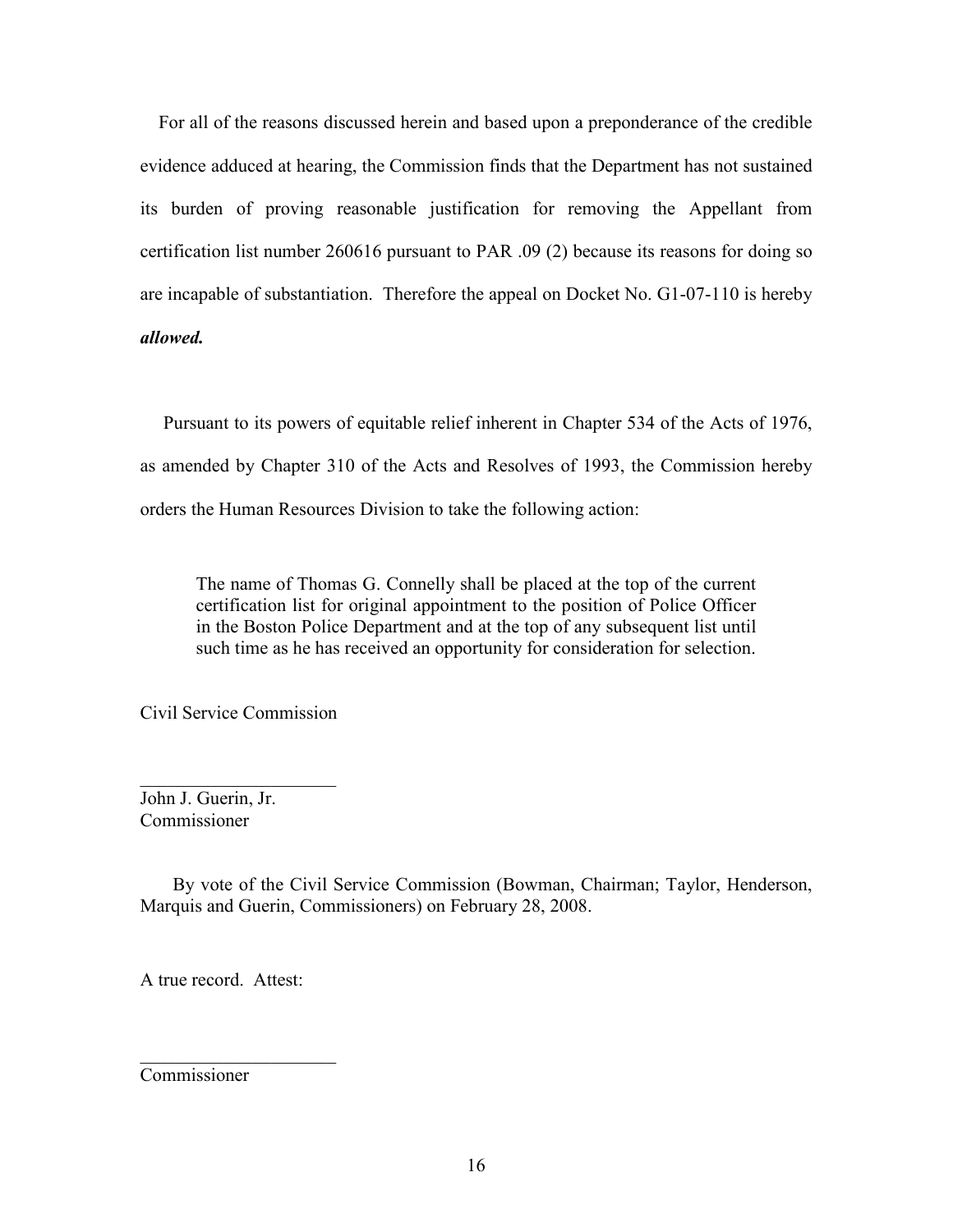For all of the reasons discussed herein and based upon a preponderance of the credible evidence adduced at hearing, the Commission finds that the Department has not sustained its burden of proving reasonable justification for removing the Appellant from certification list number 260616 pursuant to PAR .09 (2) because its reasons for doing so are incapable of substantiation. Therefore the appeal on Docket No. G1-07-110 is hereby ***allowed.***

Pursuant to its powers of equitable relief inherent in Chapter 534 of the Acts of 1976, as amended by Chapter 310 of the Acts and Resolves of 1993, the Commission hereby orders the Human Resources Division to take the following action:

> The name of Thomas G. Connelly shall be placed at the top of the current certification list for original appointment to the position of Police Officer in the Boston Police Department and at the top of any subsequent list until such time as he has received an opportunity for consideration for selection.

Civil Service Commission

\_\_\_\_\_\_\_\_\_\_\_\_\_\_\_\_\_\_\_\_\_\_

John J. Guerin, Jr.
Commissioner

By vote of the Civil Service Commission (Bowman, Chairman; Taylor, Henderson, Marquis and Guerin, Commissioners) on February 28, 2008.

A true record. Attest:

\_\_\_\_\_\_\_\_\_\_\_\_\_\_\_\_\_\_\_\_\_\_

Commissioner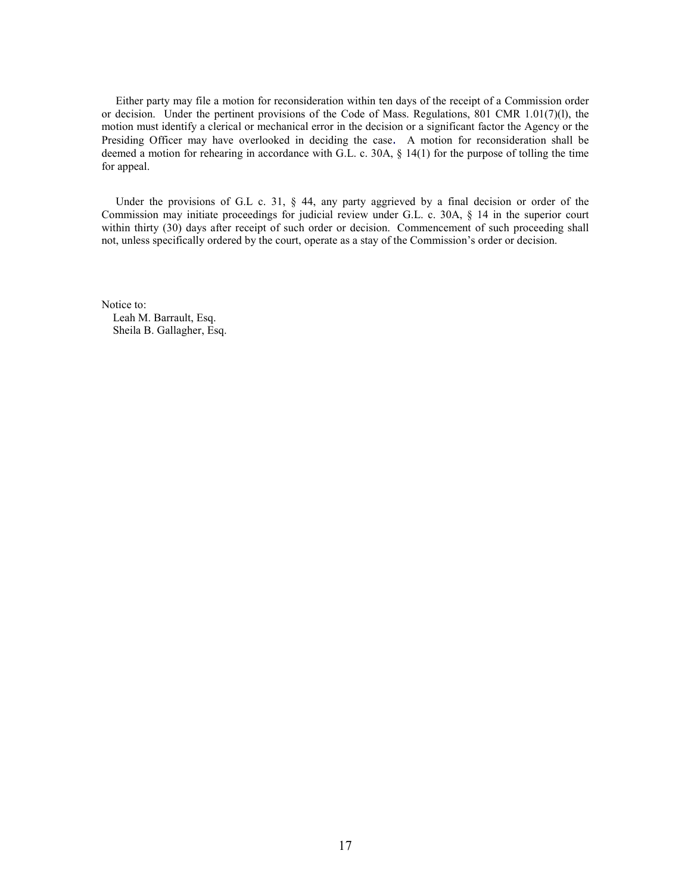Either party may file a motion for reconsideration within ten days of the receipt of a Commission order or decision. Under the pertinent provisions of the Code of Mass. Regulations, 801 CMR 1.01(7)(l), the motion must identify a clerical or mechanical error in the decision or a significant factor the Agency or the Presiding Officer may have overlooked in deciding the case. A motion for reconsideration shall be deemed a motion for rehearing in accordance with G.L. c. 30A, § 14(1) for the purpose of tolling the time for appeal.

Under the provisions of G.L c. 31, § 44, any party aggrieved by a final decision or order of the Commission may initiate proceedings for judicial review under G.L. c. 30A, § 14 in the superior court within thirty (30) days after receipt of such order or decision. Commencement of such proceeding shall not, unless specifically ordered by the court, operate as a stay of the Commission's order or decision.

Notice to:
Leah M. Barrault, Esq.
Sheila B. Gallagher, Esq.